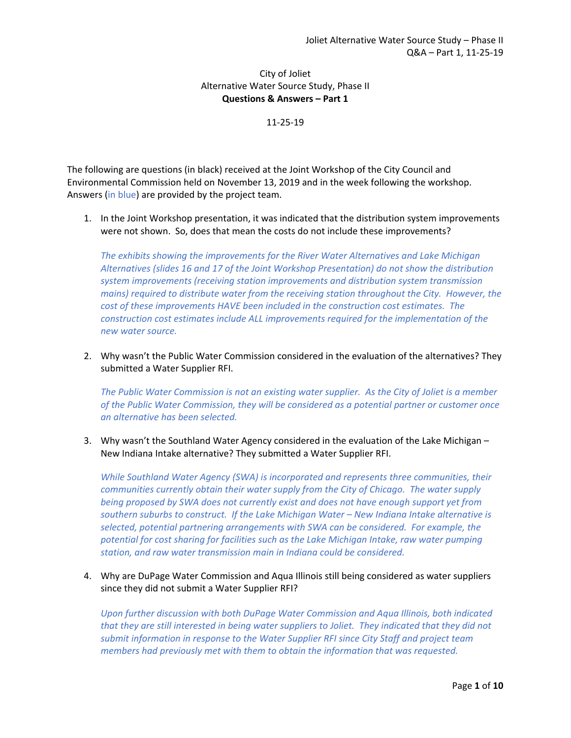City of Joliet
Alternative Water Source Study, Phase II
**Questions & Answers – Part 1**

11-25-19

The following are questions (in black) received at the Joint Workshop of the City Council and Environmental Commission held on November 13, 2019 and in the week following the workshop. Answers (*in blue*) are provided by the project team.

1. In the Joint Workshop presentation, it was indicated that the distribution system improvements were not shown. So, does that mean the costs do not include these improvements?

   *The exhibits showing the improvements for the River Water Alternatives and Lake Michigan Alternatives (slides 16 and 17 of the Joint Workshop Presentation) do not show the distribution system improvements (receiving station improvements and distribution system transmission mains) required to distribute water from the receiving station throughout the City. However, the cost of these improvements HAVE been included in the construction cost estimates. The construction cost estimates include ALL improvements required for the implementation of the new water source.*

2. Why wasn't the Public Water Commission considered in the evaluation of the alternatives? They submitted a Water Supplier RFI.

   *The Public Water Commission is not an existing water supplier. As the City of Joliet is a member of the Public Water Commission, they will be considered as a potential partner or customer once an alternative has been selected.*

3. Why wasn't the Southland Water Agency considered in the evaluation of the Lake Michigan – New Indiana Intake alternative? They submitted a Water Supplier RFI.

   *While Southland Water Agency (SWA) is incorporated and represents three communities, their communities currently obtain their water supply from the City of Chicago. The water supply being proposed by SWA does not currently exist and does not have enough support yet from southern suburbs to construct. If the Lake Michigan Water – New Indiana Intake alternative is selected, potential partnering arrangements with SWA can be considered. For example, the potential for cost sharing for facilities such as the Lake Michigan Intake, raw water pumping station, and raw water transmission main in Indiana could be considered.*

4. Why are DuPage Water Commission and Aqua Illinois still being considered as water suppliers since they did not submit a Water Supplier RFI?

   *Upon further discussion with both DuPage Water Commission and Aqua Illinois, both indicated that they are still interested in being water suppliers to Joliet. They indicated that they did not submit information in response to the Water Supplier RFI since City Staff and project team members had previously met with them to obtain the information that was requested.*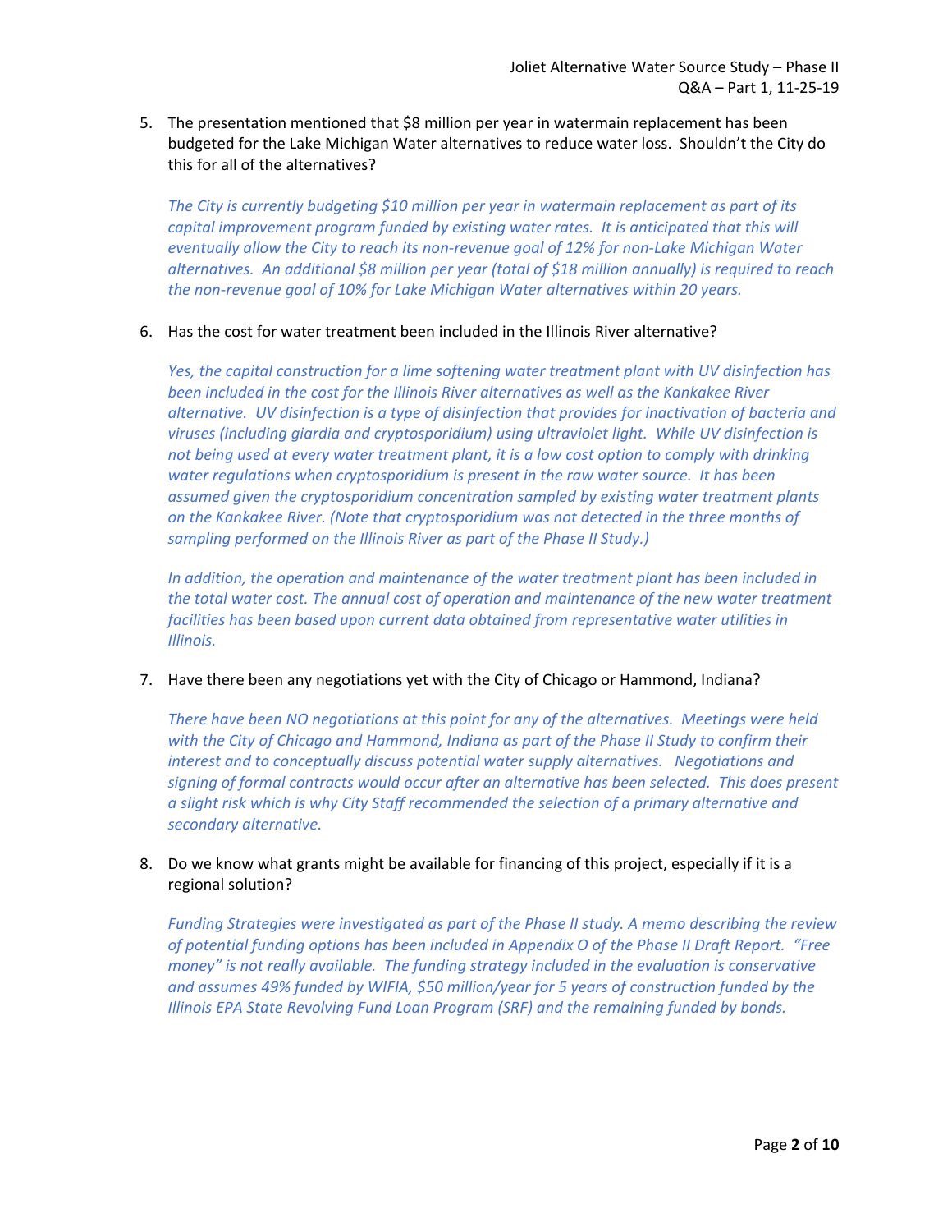5. The presentation mentioned that $8 million per year in watermain replacement has been budgeted for the Lake Michigan Water alternatives to reduce water loss. Shouldn't the City do this for all of the alternatives?

   *The City is currently budgeting $10 million per year in watermain replacement as part of its capital improvement program funded by existing water rates. It is anticipated that this will eventually allow the City to reach its non-revenue goal of 12% for non-Lake Michigan Water alternatives. An additional $8 million per year (total of $18 million annually) is required to reach the non-revenue goal of 10% for Lake Michigan Water alternatives within 20 years.*

6. Has the cost for water treatment been included in the Illinois River alternative?

   *Yes, the capital construction for a lime softening water treatment plant with UV disinfection has been included in the cost for the Illinois River alternatives as well as the Kankakee River alternative. UV disinfection is a type of disinfection that provides for inactivation of bacteria and viruses (including giardia and cryptosporidium) using ultraviolet light. While UV disinfection is not being used at every water treatment plant, it is a low cost option to comply with drinking water regulations when cryptosporidium is present in the raw water source. It has been assumed given the cryptosporidium concentration sampled by existing water treatment plants on the Kankakee River. (Note that cryptosporidium was not detected in the three months of sampling performed on the Illinois River as part of the Phase II Study.)*

   *In addition, the operation and maintenance of the water treatment plant has been included in the total water cost. The annual cost of operation and maintenance of the new water treatment facilities has been based upon current data obtained from representative water utilities in Illinois.*

7. Have there been any negotiations yet with the City of Chicago or Hammond, Indiana?

   *There have been NO negotiations at this point for any of the alternatives. Meetings were held with the City of Chicago and Hammond, Indiana as part of the Phase II Study to confirm their interest and to conceptually discuss potential water supply alternatives. Negotiations and signing of formal contracts would occur after an alternative has been selected. This does present a slight risk which is why City Staff recommended the selection of a primary alternative and secondary alternative.*

8. Do we know what grants might be available for financing of this project, especially if it is a regional solution?

   *Funding Strategies were investigated as part of the Phase II study. A memo describing the review of potential funding options has been included in Appendix O of the Phase II Draft Report. "Free money" is not really available. The funding strategy included in the evaluation is conservative and assumes 49% funded by WIFIA, $50 million/year for 5 years of construction funded by the Illinois EPA State Revolving Fund Loan Program (SRF) and the remaining funded by bonds.*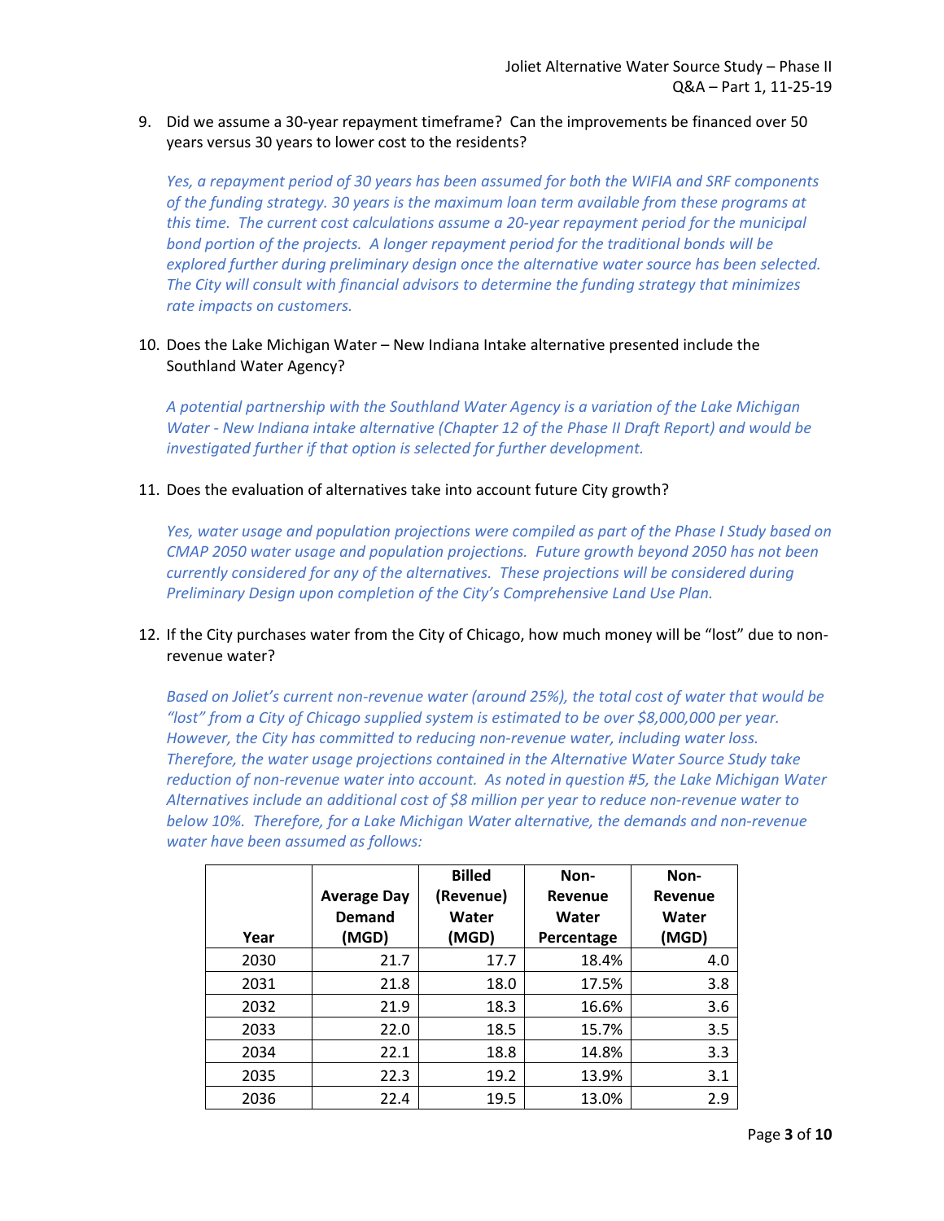9. Did we assume a 30-year repayment timeframe? Can the improvements be financed over 50 years versus 30 years to lower cost to the residents?

   *Yes, a repayment period of 30 years has been assumed for both the WIFIA and SRF components of the funding strategy. 30 years is the maximum loan term available from these programs at this time. The current cost calculations assume a 20-year repayment period for the municipal bond portion of the projects. A longer repayment period for the traditional bonds will be explored further during preliminary design once the alternative water source has been selected. The City will consult with financial advisors to determine the funding strategy that minimizes rate impacts on customers.*

10. Does the Lake Michigan Water – New Indiana Intake alternative presented include the Southland Water Agency?

    *A potential partnership with the Southland Water Agency is a variation of the Lake Michigan Water - New Indiana intake alternative (Chapter 12 of the Phase II Draft Report) and would be investigated further if that option is selected for further development.*

11. Does the evaluation of alternatives take into account future City growth?

    *Yes, water usage and population projections were compiled as part of the Phase I Study based on CMAP 2050 water usage and population projections. Future growth beyond 2050 has not been currently considered for any of the alternatives. These projections will be considered during Preliminary Design upon completion of the City's Comprehensive Land Use Plan.*

12. If the City purchases water from the City of Chicago, how much money will be "lost" due to non-revenue water?

    *Based on Joliet's current non-revenue water (around 25%), the total cost of water that would be "lost" from a City of Chicago supplied system is estimated to be over $8,000,000 per year. However, the City has committed to reducing non-revenue water, including water loss. Therefore, the water usage projections contained in the Alternative Water Source Study take reduction of non-revenue water into account. As noted in question #5, the Lake Michigan Water Alternatives include an additional cost of $8 million per year to reduce non-revenue water to below 10%. Therefore, for a Lake Michigan Water alternative, the demands and non-revenue water have been assumed as follows:*

| Year | Average Day Demand (MGD) | Billed (Revenue) Water (MGD) | Non-Revenue Water Percentage | Non-Revenue Water (MGD) |
|---|---|---|---|---|
| 2030 | 21.7 | 17.7 | 18.4% | 4.0 |
| 2031 | 21.8 | 18.0 | 17.5% | 3.8 |
| 2032 | 21.9 | 18.3 | 16.6% | 3.6 |
| 2033 | 22.0 | 18.5 | 15.7% | 3.5 |
| 2034 | 22.1 | 18.8 | 14.8% | 3.3 |
| 2035 | 22.3 | 19.2 | 13.9% | 3.1 |
| 2036 | 22.4 | 19.5 | 13.0% | 2.9 |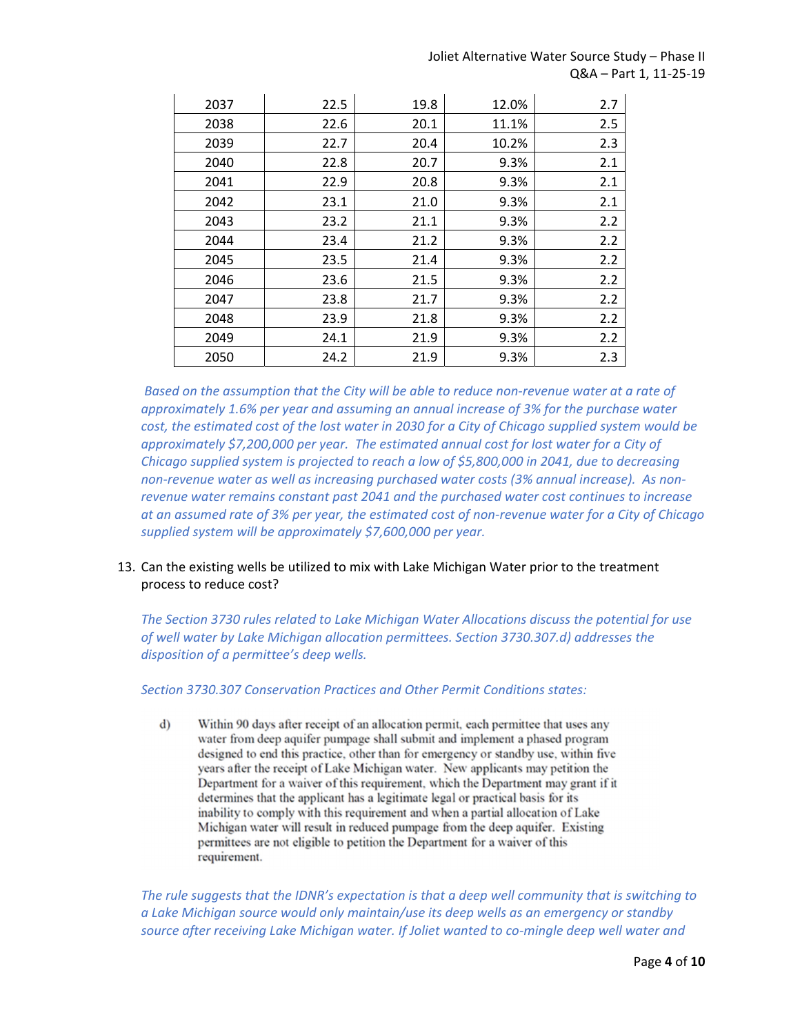| | | | | |
|---|---|---|---|---|
| 2037 | 22.5 | 19.8 | 12.0% | 2.7 |
| 2038 | 22.6 | 20.1 | 11.1% | 2.5 |
| 2039 | 22.7 | 20.4 | 10.2% | 2.3 |
| 2040 | 22.8 | 20.7 | 9.3% | 2.1 |
| 2041 | 22.9 | 20.8 | 9.3% | 2.1 |
| 2042 | 23.1 | 21.0 | 9.3% | 2.1 |
| 2043 | 23.2 | 21.1 | 9.3% | 2.2 |
| 2044 | 23.4 | 21.2 | 9.3% | 2.2 |
| 2045 | 23.5 | 21.4 | 9.3% | 2.2 |
| 2046 | 23.6 | 21.5 | 9.3% | 2.2 |
| 2047 | 23.8 | 21.7 | 9.3% | 2.2 |
| 2048 | 23.9 | 21.8 | 9.3% | 2.2 |
| 2049 | 24.1 | 21.9 | 9.3% | 2.2 |
| 2050 | 24.2 | 21.9 | 9.3% | 2.3 |

*Based on the assumption that the City will be able to reduce non-revenue water at a rate of approximately 1.6% per year and assuming an annual increase of 3% for the purchase water cost, the estimated cost of the lost water in 2030 for a City of Chicago supplied system would be approximately $7,200,000 per year. The estimated annual cost for lost water for a City of Chicago supplied system is projected to reach a low of $5,800,000 in 2041, due to decreasing non-revenue water as well as increasing purchased water costs (3% annual increase). As non-revenue water remains constant past 2041 and the purchased water cost continues to increase at an assumed rate of 3% per year, the estimated cost of non-revenue water for a City of Chicago supplied system will be approximately $7,600,000 per year.*

13. Can the existing wells be utilized to mix with Lake Michigan Water prior to the treatment process to reduce cost?

*The Section 3730 rules related to Lake Michigan Water Allocations discuss the potential for use of well water by Lake Michigan allocation permittees. Section 3730.307.d) addresses the disposition of a permittee's deep wells.*

*Section 3730.307 Conservation Practices and Other Permit Conditions states:*

> d) Within 90 days after receipt of an allocation permit, each permittee that uses any water from deep aquifer pumpage shall submit and implement a phased program designed to end this practice, other than for emergency or standby use, within five years after the receipt of Lake Michigan water. New applicants may petition the Department for a waiver of this requirement, which the Department may grant if it determines that the applicant has a legitimate legal or practical basis for its inability to comply with this requirement and when a partial allocation of Lake Michigan water will result in reduced pumpage from the deep aquifer. Existing permittees are not eligible to petition the Department for a waiver of this requirement.

*The rule suggests that the IDNR's expectation is that a deep well community that is switching to a Lake Michigan source would only maintain/use its deep wells as an emergency or standby source after receiving Lake Michigan water. If Joliet wanted to co-mingle deep well water and*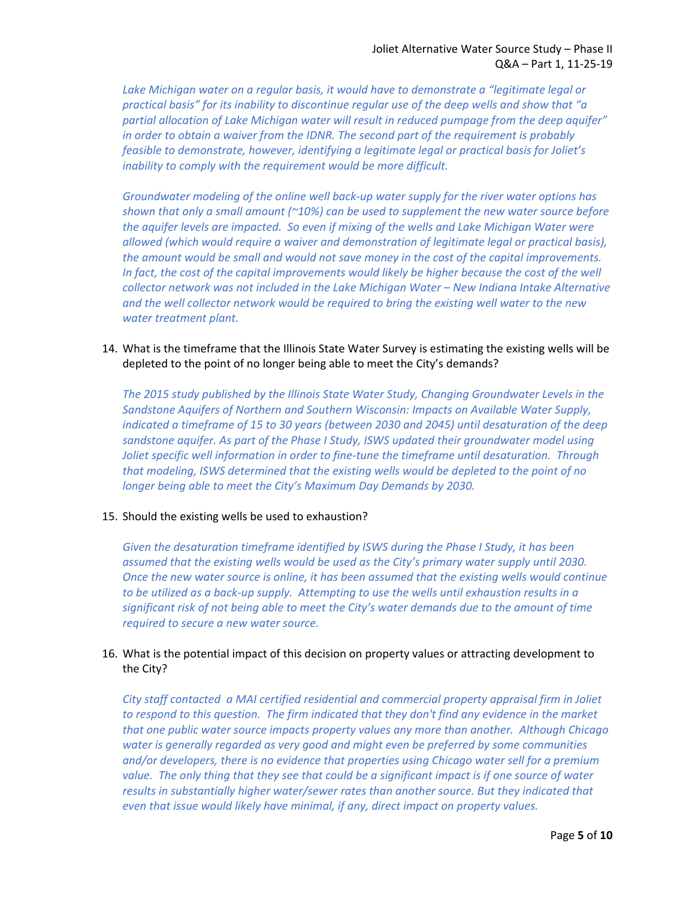*Lake Michigan water on a regular basis, it would have to demonstrate a "legitimate legal or practical basis" for its inability to discontinue regular use of the deep wells and show that "a partial allocation of Lake Michigan water will result in reduced pumpage from the deep aquifer" in order to obtain a waiver from the IDNR. The second part of the requirement is probably feasible to demonstrate, however, identifying a legitimate legal or practical basis for Joliet's inability to comply with the requirement would be more difficult.*

*Groundwater modeling of the online well back-up water supply for the river water options has shown that only a small amount (~10%) can be used to supplement the new water source before the aquifer levels are impacted. So even if mixing of the wells and Lake Michigan Water were allowed (which would require a waiver and demonstration of legitimate legal or practical basis), the amount would be small and would not save money in the cost of the capital improvements. In fact, the cost of the capital improvements would likely be higher because the cost of the well collector network was not included in the Lake Michigan Water – New Indiana Intake Alternative and the well collector network would be required to bring the existing well water to the new water treatment plant.*

14. What is the timeframe that the Illinois State Water Survey is estimating the existing wells will be depleted to the point of no longer being able to meet the City's demands?

    *The 2015 study published by the Illinois State Water Study, Changing Groundwater Levels in the Sandstone Aquifers of Northern and Southern Wisconsin: Impacts on Available Water Supply, indicated a timeframe of 15 to 30 years (between 2030 and 2045) until desaturation of the deep sandstone aquifer. As part of the Phase I Study, ISWS updated their groundwater model using Joliet specific well information in order to fine-tune the timeframe until desaturation. Through that modeling, ISWS determined that the existing wells would be depleted to the point of no longer being able to meet the City's Maximum Day Demands by 2030.*

15. Should the existing wells be used to exhaustion?

    *Given the desaturation timeframe identified by ISWS during the Phase I Study, it has been assumed that the existing wells would be used as the City's primary water supply until 2030. Once the new water source is online, it has been assumed that the existing wells would continue to be utilized as a back-up supply. Attempting to use the wells until exhaustion results in a significant risk of not being able to meet the City's water demands due to the amount of time required to secure a new water source.*

16. What is the potential impact of this decision on property values or attracting development to the City?

    *City staff contacted a MAI certified residential and commercial property appraisal firm in Joliet to respond to this question. The firm indicated that they don't find any evidence in the market that one public water source impacts property values any more than another. Although Chicago water is generally regarded as very good and might even be preferred by some communities and/or developers, there is no evidence that properties using Chicago water sell for a premium value. The only thing that they see that could be a significant impact is if one source of water results in substantially higher water/sewer rates than another source. But they indicated that even that issue would likely have minimal, if any, direct impact on property values.*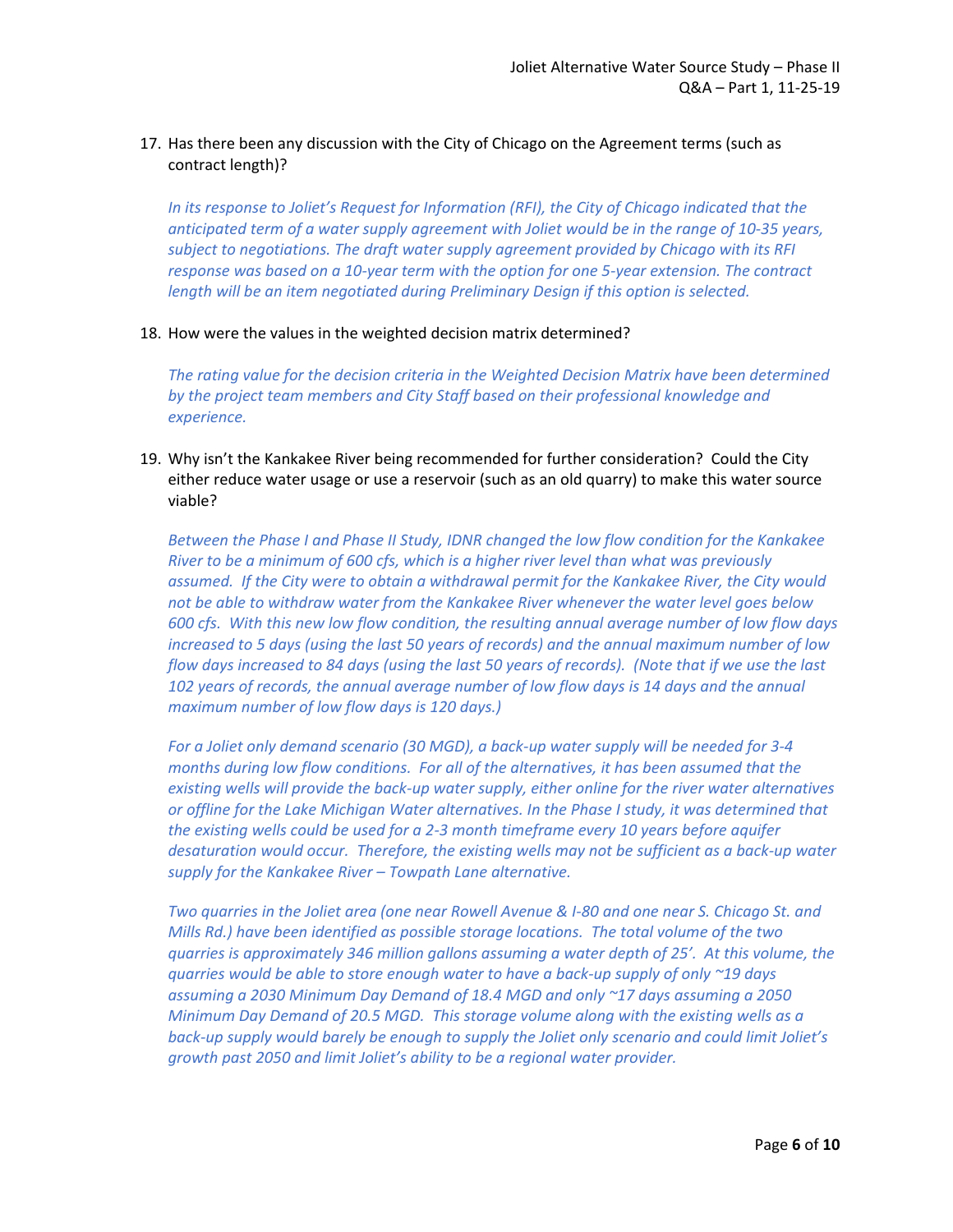17. Has there been any discussion with the City of Chicago on the Agreement terms (such as contract length)?

    *In its response to Joliet's Request for Information (RFI), the City of Chicago indicated that the anticipated term of a water supply agreement with Joliet would be in the range of 10-35 years, subject to negotiations. The draft water supply agreement provided by Chicago with its RFI response was based on a 10-year term with the option for one 5-year extension. The contract length will be an item negotiated during Preliminary Design if this option is selected.*

18. How were the values in the weighted decision matrix determined?

    *The rating value for the decision criteria in the Weighted Decision Matrix have been determined by the project team members and City Staff based on their professional knowledge and experience.*

19. Why isn't the Kankakee River being recommended for further consideration? Could the City either reduce water usage or use a reservoir (such as an old quarry) to make this water source viable?

    *Between the Phase I and Phase II Study, IDNR changed the low flow condition for the Kankakee River to be a minimum of 600 cfs, which is a higher river level than what was previously assumed. If the City were to obtain a withdrawal permit for the Kankakee River, the City would not be able to withdraw water from the Kankakee River whenever the water level goes below 600 cfs. With this new low flow condition, the resulting annual average number of low flow days increased to 5 days (using the last 50 years of records) and the annual maximum number of low flow days increased to 84 days (using the last 50 years of records). (Note that if we use the last 102 years of records, the annual average number of low flow days is 14 days and the annual maximum number of low flow days is 120 days.)*

    *For a Joliet only demand scenario (30 MGD), a back-up water supply will be needed for 3-4 months during low flow conditions. For all of the alternatives, it has been assumed that the existing wells will provide the back-up water supply, either online for the river water alternatives or offline for the Lake Michigan Water alternatives. In the Phase I study, it was determined that the existing wells could be used for a 2-3 month timeframe every 10 years before aquifer desaturation would occur. Therefore, the existing wells may not be sufficient as a back-up water supply for the Kankakee River – Towpath Lane alternative.*

    *Two quarries in the Joliet area (one near Rowell Avenue & I-80 and one near S. Chicago St. and Mills Rd.) have been identified as possible storage locations. The total volume of the two quarries is approximately 346 million gallons assuming a water depth of 25'. At this volume, the quarries would be able to store enough water to have a back-up supply of only ~19 days assuming a 2030 Minimum Day Demand of 18.4 MGD and only ~17 days assuming a 2050 Minimum Day Demand of 20.5 MGD. This storage volume along with the existing wells as a back-up supply would barely be enough to supply the Joliet only scenario and could limit Joliet's growth past 2050 and limit Joliet's ability to be a regional water provider.*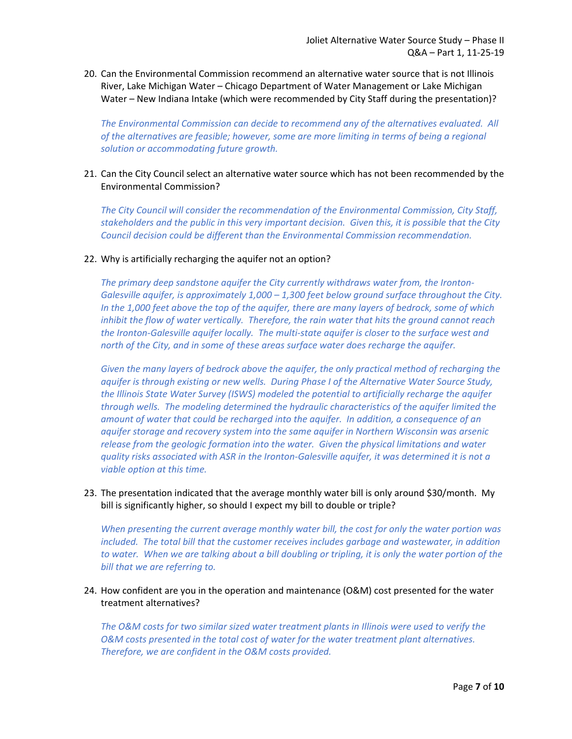20. Can the Environmental Commission recommend an alternative water source that is not Illinois River, Lake Michigan Water – Chicago Department of Water Management or Lake Michigan Water – New Indiana Intake (which were recommended by City Staff during the presentation)?

    *The Environmental Commission can decide to recommend any of the alternatives evaluated. All of the alternatives are feasible; however, some are more limiting in terms of being a regional solution or accommodating future growth.*

21. Can the City Council select an alternative water source which has not been recommended by the Environmental Commission?

    *The City Council will consider the recommendation of the Environmental Commission, City Staff, stakeholders and the public in this very important decision. Given this, it is possible that the City Council decision could be different than the Environmental Commission recommendation.*

22. Why is artificially recharging the aquifer not an option?

    *The primary deep sandstone aquifer the City currently withdraws water from, the Ironton-Galesville aquifer, is approximately 1,000 – 1,300 feet below ground surface throughout the City. In the 1,000 feet above the top of the aquifer, there are many layers of bedrock, some of which inhibit the flow of water vertically. Therefore, the rain water that hits the ground cannot reach the Ironton-Galesville aquifer locally. The multi-state aquifer is closer to the surface west and north of the City, and in some of these areas surface water does recharge the aquifer.*

    *Given the many layers of bedrock above the aquifer, the only practical method of recharging the aquifer is through existing or new wells. During Phase I of the Alternative Water Source Study, the Illinois State Water Survey (ISWS) modeled the potential to artificially recharge the aquifer through wells. The modeling determined the hydraulic characteristics of the aquifer limited the amount of water that could be recharged into the aquifer. In addition, a consequence of an aquifer storage and recovery system into the same aquifer in Northern Wisconsin was arsenic release from the geologic formation into the water. Given the physical limitations and water quality risks associated with ASR in the Ironton-Galesville aquifer, it was determined it is not a viable option at this time.*

23. The presentation indicated that the average monthly water bill is only around $30/month. My bill is significantly higher, so should I expect my bill to double or triple?

    *When presenting the current average monthly water bill, the cost for only the water portion was included. The total bill that the customer receives includes garbage and wastewater, in addition to water. When we are talking about a bill doubling or tripling, it is only the water portion of the bill that we are referring to.*

24. How confident are you in the operation and maintenance (O&M) cost presented for the water treatment alternatives?

    *The O&M costs for two similar sized water treatment plants in Illinois were used to verify the O&M costs presented in the total cost of water for the water treatment plant alternatives. Therefore, we are confident in the O&M costs provided.*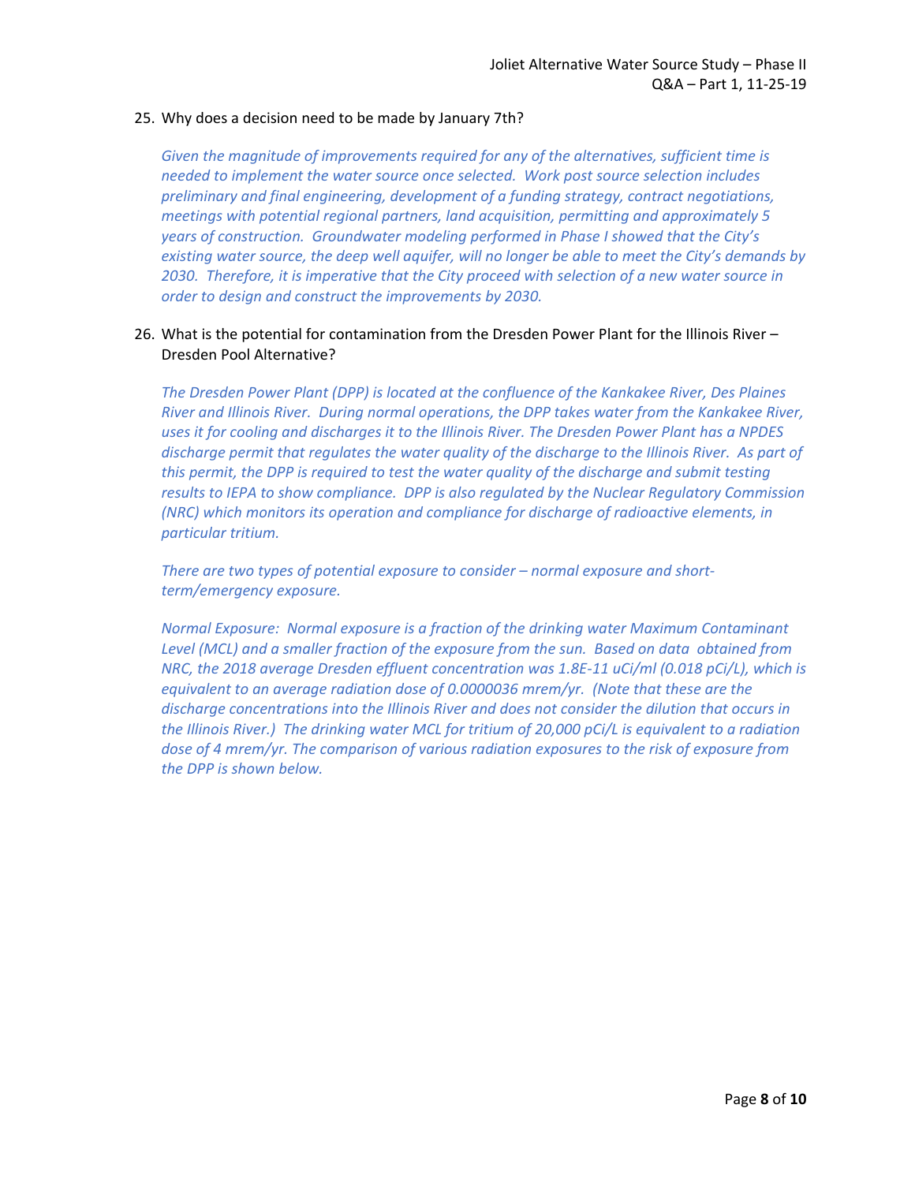25. Why does a decision need to be made by January 7th?

    *Given the magnitude of improvements required for any of the alternatives, sufficient time is needed to implement the water source once selected. Work post source selection includes preliminary and final engineering, development of a funding strategy, contract negotiations, meetings with potential regional partners, land acquisition, permitting and approximately 5 years of construction. Groundwater modeling performed in Phase I showed that the City's existing water source, the deep well aquifer, will no longer be able to meet the City's demands by 2030. Therefore, it is imperative that the City proceed with selection of a new water source in order to design and construct the improvements by 2030.*

26. What is the potential for contamination from the Dresden Power Plant for the Illinois River – Dresden Pool Alternative?

    *The Dresden Power Plant (DPP) is located at the confluence of the Kankakee River, Des Plaines River and Illinois River. During normal operations, the DPP takes water from the Kankakee River, uses it for cooling and discharges it to the Illinois River. The Dresden Power Plant has a NPDES discharge permit that regulates the water quality of the discharge to the Illinois River. As part of this permit, the DPP is required to test the water quality of the discharge and submit testing results to IEPA to show compliance. DPP is also regulated by the Nuclear Regulatory Commission (NRC) which monitors its operation and compliance for discharge of radioactive elements, in particular tritium.*

    *There are two types of potential exposure to consider – normal exposure and short-term/emergency exposure.*

    *Normal Exposure: Normal exposure is a fraction of the drinking water Maximum Contaminant Level (MCL) and a smaller fraction of the exposure from the sun. Based on data obtained from NRC, the 2018 average Dresden effluent concentration was 1.8E-11 uCi/ml (0.018 pCi/L), which is equivalent to an average radiation dose of 0.0000036 mrem/yr. (Note that these are the discharge concentrations into the Illinois River and does not consider the dilution that occurs in the Illinois River.) The drinking water MCL for tritium of 20,000 pCi/L is equivalent to a radiation dose of 4 mrem/yr. The comparison of various radiation exposures to the risk of exposure from the DPP is shown below.*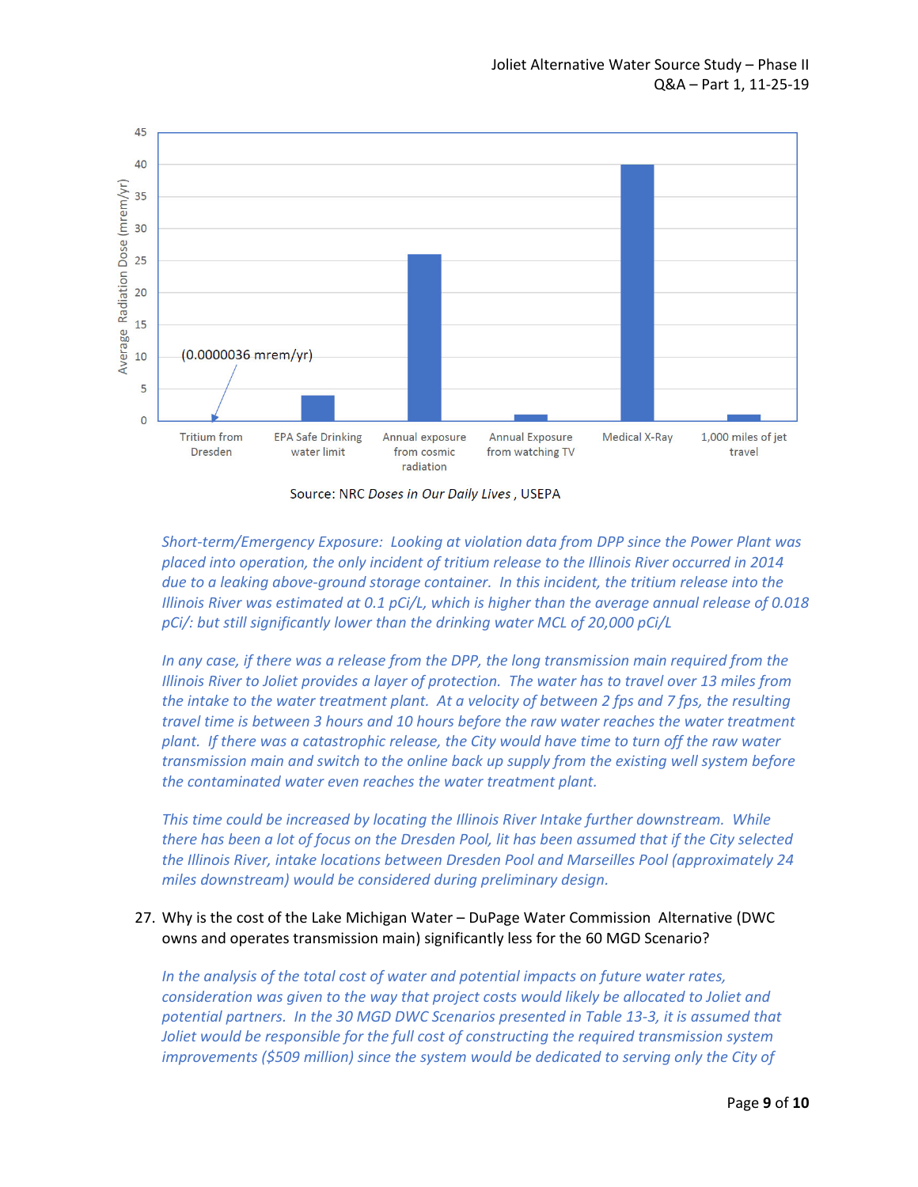Average Radiation Dose (mrem/yr)

| Category | Approximate value (mrem/yr) |
|---|---|
| Tritium from Dresden | (0.0000036 mrem/yr) |
| EPA Safe Drinking water limit | 4 |
| Annual exposure from cosmic radiation | 26 |
| Annual Exposure from watching TV | 1 |
| Medical X-Ray | 40 |
| 1,000 miles of jet travel | 1 |

Source: NRC *Doses in Our Daily Lives*, USEPA

*Short-term/Emergency Exposure: Looking at violation data from DPP since the Power Plant was placed into operation, the only incident of tritium release to the Illinois River occurred in 2014 due to a leaking above-ground storage container. In this incident, the tritium release into the Illinois River was estimated at 0.1 pCi/L, which is higher than the average annual release of 0.018 pCi/: but still significantly lower than the drinking water MCL of 20,000 pCi/L*

*In any case, if there was a release from the DPP, the long transmission main required from the Illinois River to Joliet provides a layer of protection. The water has to travel over 13 miles from the intake to the water treatment plant. At a velocity of between 2 fps and 7 fps, the resulting travel time is between 3 hours and 10 hours before the raw water reaches the water treatment plant. If there was a catastrophic release, the City would have time to turn off the raw water transmission main and switch to the online back up supply from the existing well system before the contaminated water even reaches the water treatment plant.*

*This time could be increased by locating the Illinois River Intake further downstream. While there has been a lot of focus on the Dresden Pool, lit has been assumed that if the City selected the Illinois River, intake locations between Dresden Pool and Marseilles Pool (approximately 24 miles downstream) would be considered during preliminary design.*

27. Why is the cost of the Lake Michigan Water – DuPage Water Commission Alternative (DWC owns and operates transmission main) significantly less for the 60 MGD Scenario?

*In the analysis of the total cost of water and potential impacts on future water rates, consideration was given to the way that project costs would likely be allocated to Joliet and potential partners. In the 30 MGD DWC Scenarios presented in Table 13-3, it is assumed that Joliet would be responsible for the full cost of constructing the required transmission system improvements ($509 million) since the system would be dedicated to serving only the City of*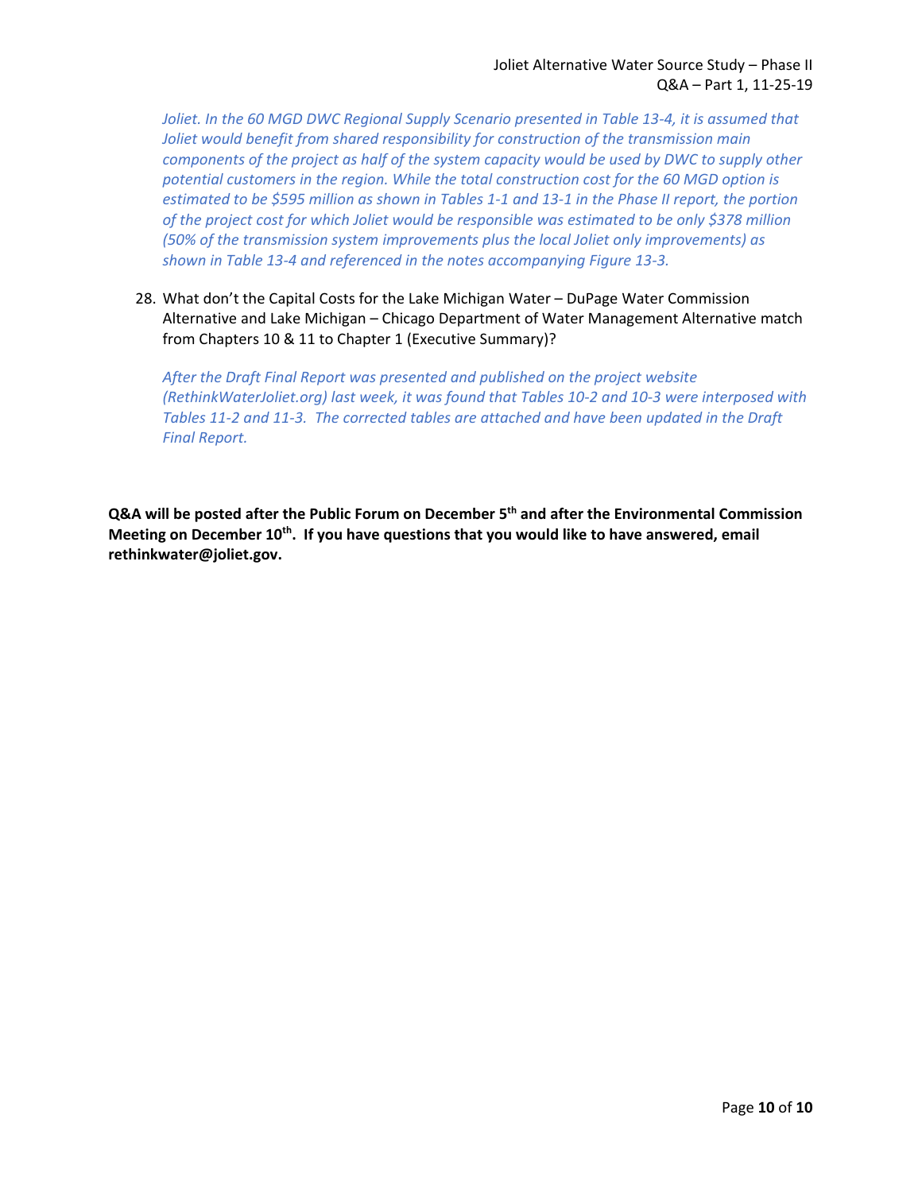*Joliet. In the 60 MGD DWC Regional Supply Scenario presented in Table 13-4, it is assumed that Joliet would benefit from shared responsibility for construction of the transmission main components of the project as half of the system capacity would be used by DWC to supply other potential customers in the region. While the total construction cost for the 60 MGD option is estimated to be $595 million as shown in Tables 1-1 and 13-1 in the Phase II report, the portion of the project cost for which Joliet would be responsible was estimated to be only $378 million (50% of the transmission system improvements plus the local Joliet only improvements) as shown in Table 13-4 and referenced in the notes accompanying Figure 13-3.*

28. What don't the Capital Costs for the Lake Michigan Water – DuPage Water Commission Alternative and Lake Michigan – Chicago Department of Water Management Alternative match from Chapters 10 & 11 to Chapter 1 (Executive Summary)?

    *After the Draft Final Report was presented and published on the project website (RethinkWaterJoliet.org) last week, it was found that Tables 10-2 and 10-3 were interposed with Tables 11-2 and 11-3. The corrected tables are attached and have been updated in the Draft Final Report.*

**Q&A will be posted after the Public Forum on December 5th and after the Environmental Commission Meeting on December 10th. If you have questions that you would like to have answered, email rethinkwater@joliet.gov.**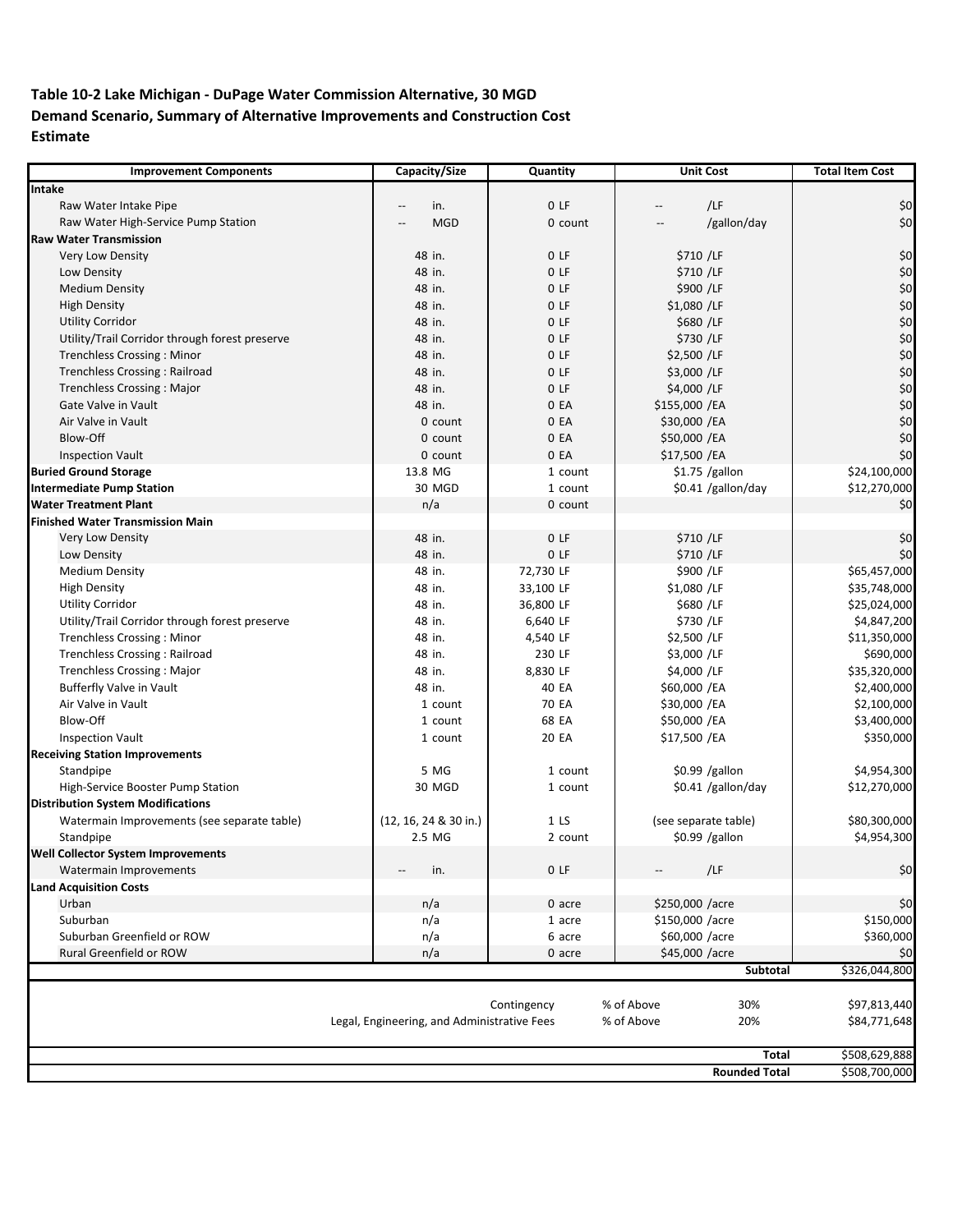**Table 10-2 Lake Michigan - DuPage Water Commission Alternative, 30 MGD Demand Scenario, Summary of Alternative Improvements and Construction Cost Estimate**

| Improvement Components | Capacity/Size | Quantity | Unit Cost | Total Item Cost |
|---|---|---|---|---|
| **Intake** | | | | |
| Raw Water Intake Pipe | -- in. | 0 LF | -- /LF | $0 |
| Raw Water High-Service Pump Station | -- MGD | 0 count | -- /gallon/day | $0 |
| **Raw Water Transmission** | | | | |
| Very Low Density | 48 in. | 0 LF | $710 /LF | $0 |
| Low Density | 48 in. | 0 LF | $710 /LF | $0 |
| Medium Density | 48 in. | 0 LF | $900 /LF | $0 |
| High Density | 48 in. | 0 LF | $1,080 /LF | $0 |
| Utility Corridor | 48 in. | 0 LF | $680 /LF | $0 |
| Utility/Trail Corridor through forest preserve | 48 in. | 0 LF | $730 /LF | $0 |
| Trenchless Crossing : Minor | 48 in. | 0 LF | $2,500 /LF | $0 |
| Trenchless Crossing : Railroad | 48 in. | 0 LF | $3,000 /LF | $0 |
| Trenchless Crossing : Major | 48 in. | 0 LF | $4,000 /LF | $0 |
| Gate Valve in Vault | 48 in. | 0 EA | $155,000 /EA | $0 |
| Air Valve in Vault | 0 count | 0 EA | $30,000 /EA | $0 |
| Blow-Off | 0 count | 0 EA | $50,000 /EA | $0 |
| Inspection Vault | 0 count | 0 EA | $17,500 /EA | $0 |
| **Buried Ground Storage** | 13.8 MG | 1 count | $1.75 /gallon | $24,100,000 |
| **Intermediate Pump Station** | 30 MGD | 1 count | $0.41 /gallon/day | $12,270,000 |
| **Water Treatment Plant** | n/a | 0 count | | $0 |
| **Finished Water Transmission Main** | | | | |
| Very Low Density | 48 in. | 0 LF | $710 /LF | $0 |
| Low Density | 48 in. | 0 LF | $710 /LF | $0 |
| Medium Density | 48 in. | 72,730 LF | $900 /LF | $65,457,000 |
| High Density | 48 in. | 33,100 LF | $1,080 /LF | $35,748,000 |
| Utility Corridor | 48 in. | 36,800 LF | $680 /LF | $25,024,000 |
| Utility/Trail Corridor through forest preserve | 48 in. | 6,640 LF | $730 /LF | $4,847,200 |
| Trenchless Crossing : Minor | 48 in. | 4,540 LF | $2,500 /LF | $11,350,000 |
| Trenchless Crossing : Railroad | 48 in. | 230 LF | $3,000 /LF | $690,000 |
| Trenchless Crossing : Major | 48 in. | 8,830 LF | $4,000 /LF | $35,320,000 |
| Bufferfly Valve in Vault | 48 in. | 40 EA | $60,000 /EA | $2,400,000 |
| Air Valve in Vault | 1 count | 70 EA | $30,000 /EA | $2,100,000 |
| Blow-Off | 1 count | 68 EA | $50,000 /EA | $3,400,000 |
| Inspection Vault | 1 count | 20 EA | $17,500 /EA | $350,000 |
| **Receiving Station Improvements** | | | | |
| Standpipe | 5 MG | 1 count | $0.99 /gallon | $4,954,300 |
| High-Service Booster Pump Station | 30 MGD | 1 count | $0.41 /gallon/day | $12,270,000 |
| **Distribution System Modifications** | | | | |
| Watermain Improvements (see separate table) | (12, 16, 24 & 30 in.) | 1 LS | (see separate table) | $80,300,000 |
| Standpipe | 2.5 MG | 2 count | $0.99 /gallon | $4,954,300 |
| **Well Collector System Improvements** | | | | |
| Watermain Improvements | -- in. | 0 LF | -- /LF | $0 |
| **Land Acquisition Costs** | | | | |
| Urban | n/a | 0 acre | $250,000 /acre | $0 |
| Suburban | n/a | 1 acre | $150,000 /acre | $150,000 |
| Suburban Greenfield or ROW | n/a | 6 acre | $60,000 /acre | $360,000 |
| Rural Greenfield or ROW | n/a | 0 acre | $45,000 /acre | $0 |
| | | | **Subtotal** | $326,044,800 |
| | | Contingency | % of Above 30% | $97,813,440 |
| | Legal, Engineering, and Administrative Fees | | % of Above 20% | $84,771,648 |
| | | | **Total** | $508,629,888 |
| | | | **Rounded Total** | $508,700,000 |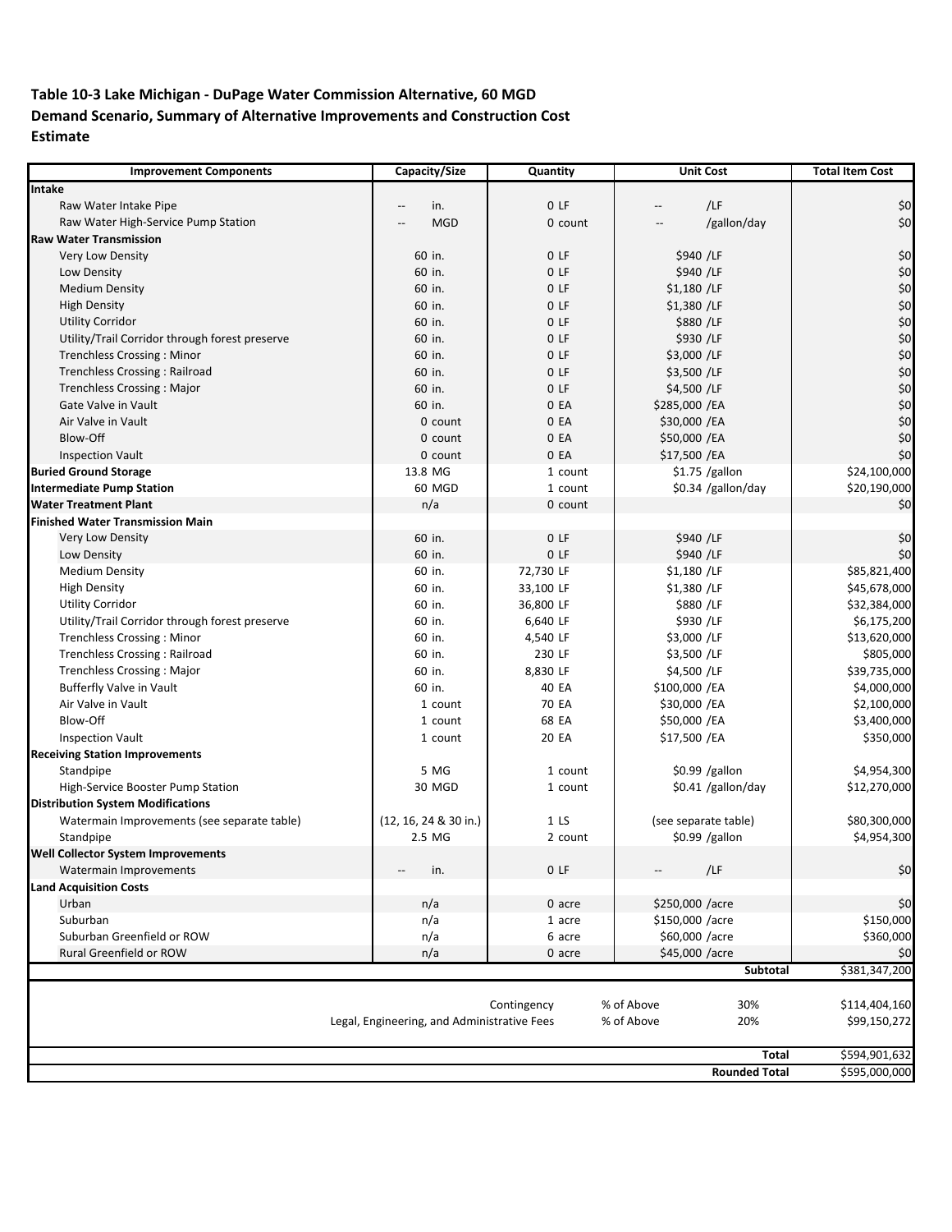**Table 10-3 Lake Michigan - DuPage Water Commission Alternative, 60 MGD Demand Scenario, Summary of Alternative Improvements and Construction Cost Estimate**

| Improvement Components | Capacity/Size | Quantity | Unit Cost | Total Item Cost |
|---|---|---|---|---|
| **Intake** | | | | |
| Raw Water Intake Pipe | -- in. | 0 LF | -- /LF | $0 |
| Raw Water High-Service Pump Station | -- MGD | 0 count | -- /gallon/day | $0 |
| **Raw Water Transmission** | | | | |
| Very Low Density | 60 in. | 0 LF | $940 /LF | $0 |
| Low Density | 60 in. | 0 LF | $940 /LF | $0 |
| Medium Density | 60 in. | 0 LF | $1,180 /LF | $0 |
| High Density | 60 in. | 0 LF | $1,380 /LF | $0 |
| Utility Corridor | 60 in. | 0 LF | $880 /LF | $0 |
| Utility/Trail Corridor through forest preserve | 60 in. | 0 LF | $930 /LF | $0 |
| Trenchless Crossing : Minor | 60 in. | 0 LF | $3,000 /LF | $0 |
| Trenchless Crossing : Railroad | 60 in. | 0 LF | $3,500 /LF | $0 |
| Trenchless Crossing : Major | 60 in. | 0 LF | $4,500 /LF | $0 |
| Gate Valve in Vault | 60 in. | 0 EA | $285,000 /EA | $0 |
| Air Valve in Vault | 0 count | 0 EA | $30,000 /EA | $0 |
| Blow-Off | 0 count | 0 EA | $50,000 /EA | $0 |
| Inspection Vault | 0 count | 0 EA | $17,500 /EA | $0 |
| **Buried Ground Storage** | 13.8 MG | 1 count | $1.75 /gallon | $24,100,000 |
| **Intermediate Pump Station** | 60 MGD | 1 count | $0.34 /gallon/day | $20,190,000 |
| **Water Treatment Plant** | n/a | 0 count | | $0 |
| **Finished Water Transmission Main** | | | | |
| Very Low Density | 60 in. | 0 LF | $940 /LF | $0 |
| Low Density | 60 in. | 0 LF | $940 /LF | $0 |
| Medium Density | 60 in. | 72,730 LF | $1,180 /LF | $85,821,400 |
| High Density | 60 in. | 33,100 LF | $1,380 /LF | $45,678,000 |
| Utility Corridor | 60 in. | 36,800 LF | $880 /LF | $32,384,000 |
| Utility/Trail Corridor through forest preserve | 60 in. | 6,640 LF | $930 /LF | $6,175,200 |
| Trenchless Crossing : Minor | 60 in. | 4,540 LF | $3,000 /LF | $13,620,000 |
| Trenchless Crossing : Railroad | 60 in. | 230 LF | $3,500 /LF | $805,000 |
| Trenchless Crossing : Major | 60 in. | 8,830 LF | $4,500 /LF | $39,735,000 |
| Bufferfly Valve in Vault | 60 in. | 40 EA | $100,000 /EA | $4,000,000 |
| Air Valve in Vault | 1 count | 70 EA | $30,000 /EA | $2,100,000 |
| Blow-Off | 1 count | 68 EA | $50,000 /EA | $3,400,000 |
| Inspection Vault | 1 count | 20 EA | $17,500 /EA | $350,000 |
| **Receiving Station Improvements** | | | | |
| Standpipe | 5 MG | 1 count | $0.99 /gallon | $4,954,300 |
| High-Service Booster Pump Station | 30 MGD | 1 count | $0.41 /gallon/day | $12,270,000 |
| **Distribution System Modifications** | | | | |
| Watermain Improvements (see separate table) | (12, 16, 24 & 30 in.) | 1 LS | (see separate table) | $80,300,000 |
| Standpipe | 2.5 MG | 2 count | $0.99 /gallon | $4,954,300 |
| **Well Collector System Improvements** | | | | |
| Watermain Improvements | -- in. | 0 LF | -- /LF | $0 |
| **Land Acquisition Costs** | | | | |
| Urban | n/a | 0 acre | $250,000 /acre | $0 |
| Suburban | n/a | 1 acre | $150,000 /acre | $150,000 |
| Suburban Greenfield or ROW | n/a | 6 acre | $60,000 /acre | $360,000 |
| Rural Greenfield or ROW | n/a | 0 acre | $45,000 /acre | $0 |
| | | | **Subtotal** | $381,347,200 |
| | | Contingency | % of Above 30% | $114,404,160 |
| | Legal, Engineering, and Administrative Fees | | % of Above 20% | $99,150,272 |
| | | | **Total** | $594,901,632 |
| | | | **Rounded Total** | $595,000,000 |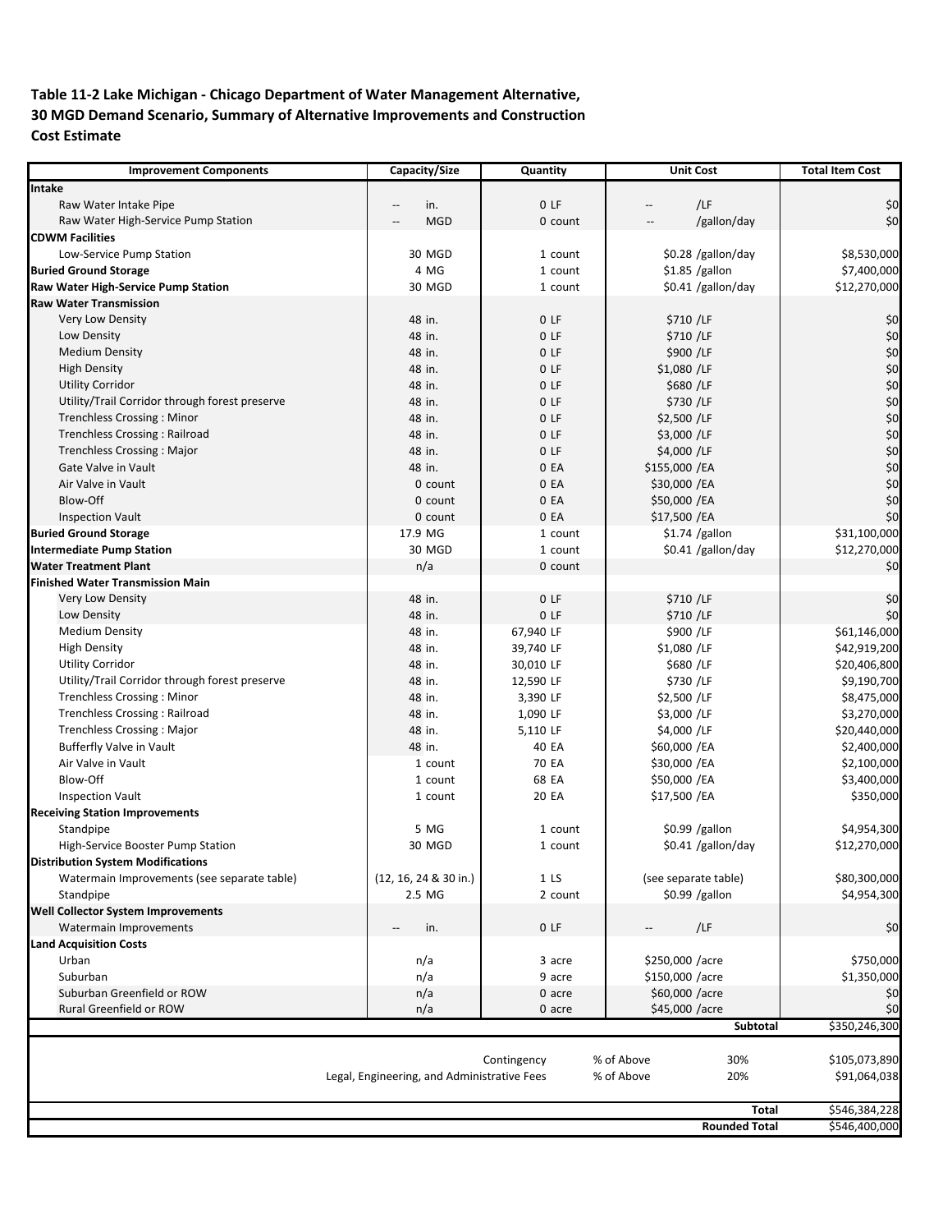**Table 11-2 Lake Michigan - Chicago Department of Water Management Alternative, 30 MGD Demand Scenario, Summary of Alternative Improvements and Construction Cost Estimate**

| Improvement Components | Capacity/Size | Quantity | Unit Cost | Total Item Cost |
|---|---|---|---|---|
| **Intake** | | | | |
| Raw Water Intake Pipe | -- in. | 0 LF | -- /LF | $0 |
| Raw Water High-Service Pump Station | -- MGD | 0 count | -- /gallon/day | $0 |
| **CDWM Facilities** | | | | |
| Low-Service Pump Station | 30 MGD | 1 count | $0.28 /gallon/day | $8,530,000 |
| **Buried Ground Storage** | 4 MG | 1 count | $1.85 /gallon | $7,400,000 |
| **Raw Water High-Service Pump Station** | 30 MGD | 1 count | $0.41 /gallon/day | $12,270,000 |
| **Raw Water Transmission** | | | | |
| Very Low Density | 48 in. | 0 LF | $710 /LF | $0 |
| Low Density | 48 in. | 0 LF | $710 /LF | $0 |
| Medium Density | 48 in. | 0 LF | $900 /LF | $0 |
| High Density | 48 in. | 0 LF | $1,080 /LF | $0 |
| Utility Corridor | 48 in. | 0 LF | $680 /LF | $0 |
| Utility/Trail Corridor through forest preserve | 48 in. | 0 LF | $730 /LF | $0 |
| Trenchless Crossing : Minor | 48 in. | 0 LF | $2,500 /LF | $0 |
| Trenchless Crossing : Railroad | 48 in. | 0 LF | $3,000 /LF | $0 |
| Trenchless Crossing : Major | 48 in. | 0 LF | $4,000 /LF | $0 |
| Gate Valve in Vault | 48 in. | 0 EA | $155,000 /EA | $0 |
| Air Valve in Vault | 0 count | 0 EA | $30,000 /EA | $0 |
| Blow-Off | 0 count | 0 EA | $50,000 /EA | $0 |
| Inspection Vault | 0 count | 0 EA | $17,500 /EA | $0 |
| **Buried Ground Storage** | 17.9 MG | 1 count | $1.74 /gallon | $31,100,000 |
| **Intermediate Pump Station** | 30 MGD | 1 count | $0.41 /gallon/day | $12,270,000 |
| **Water Treatment Plant** | n/a | 0 count | | $0 |
| **Finished Water Transmission Main** | | | | |
| Very Low Density | 48 in. | 0 LF | $710 /LF | $0 |
| Low Density | 48 in. | 0 LF | $710 /LF | $0 |
| Medium Density | 48 in. | 67,940 LF | $900 /LF | $61,146,000 |
| High Density | 48 in. | 39,740 LF | $1,080 /LF | $42,919,200 |
| Utility Corridor | 48 in. | 30,010 LF | $680 /LF | $20,406,800 |
| Utility/Trail Corridor through forest preserve | 48 in. | 12,590 LF | $730 /LF | $9,190,700 |
| Trenchless Crossing : Minor | 48 in. | 3,390 LF | $2,500 /LF | $8,475,000 |
| Trenchless Crossing : Railroad | 48 in. | 1,090 LF | $3,000 /LF | $3,270,000 |
| Trenchless Crossing : Major | 48 in. | 5,110 LF | $4,000 /LF | $20,440,000 |
| Bufferfly Valve in Vault | 48 in. | 40 EA | $60,000 /EA | $2,400,000 |
| Air Valve in Vault | 1 count | 70 EA | $30,000 /EA | $2,100,000 |
| Blow-Off | 1 count | 68 EA | $50,000 /EA | $3,400,000 |
| Inspection Vault | 1 count | 20 EA | $17,500 /EA | $350,000 |
| **Receiving Station Improvements** | | | | |
| Standpipe | 5 MG | 1 count | $0.99 /gallon | $4,954,300 |
| High-Service Booster Pump Station | 30 MGD | 1 count | $0.41 /gallon/day | $12,270,000 |
| **Distribution System Modifications** | | | | |
| Watermain Improvements (see separate table) | (12, 16, 24 & 30 in.) | 1 LS | (see separate table) | $80,300,000 |
| Standpipe | 2.5 MG | 2 count | $0.99 /gallon | $4,954,300 |
| **Well Collector System Improvements** | | | | |
| Watermain Improvements | -- in. | 0 LF | -- /LF | $0 |
| **Land Acquisition Costs** | | | | |
| Urban | n/a | 3 acre | $250,000 /acre | $750,000 |
| Suburban | n/a | 9 acre | $150,000 /acre | $1,350,000 |
| Suburban Greenfield or ROW | n/a | 0 acre | $60,000 /acre | $0 |
| Rural Greenfield or ROW | n/a | 0 acre | $45,000 /acre | $0 |
| | | | **Subtotal** | $350,246,300 |
| | | Contingency | % of Above 30% | $105,073,890 |
| | Legal, Engineering, and Administrative Fees | | % of Above 20% | $91,064,038 |
| | | | **Total** | $546,384,228 |
| | | | **Rounded Total** | $546,400,000 |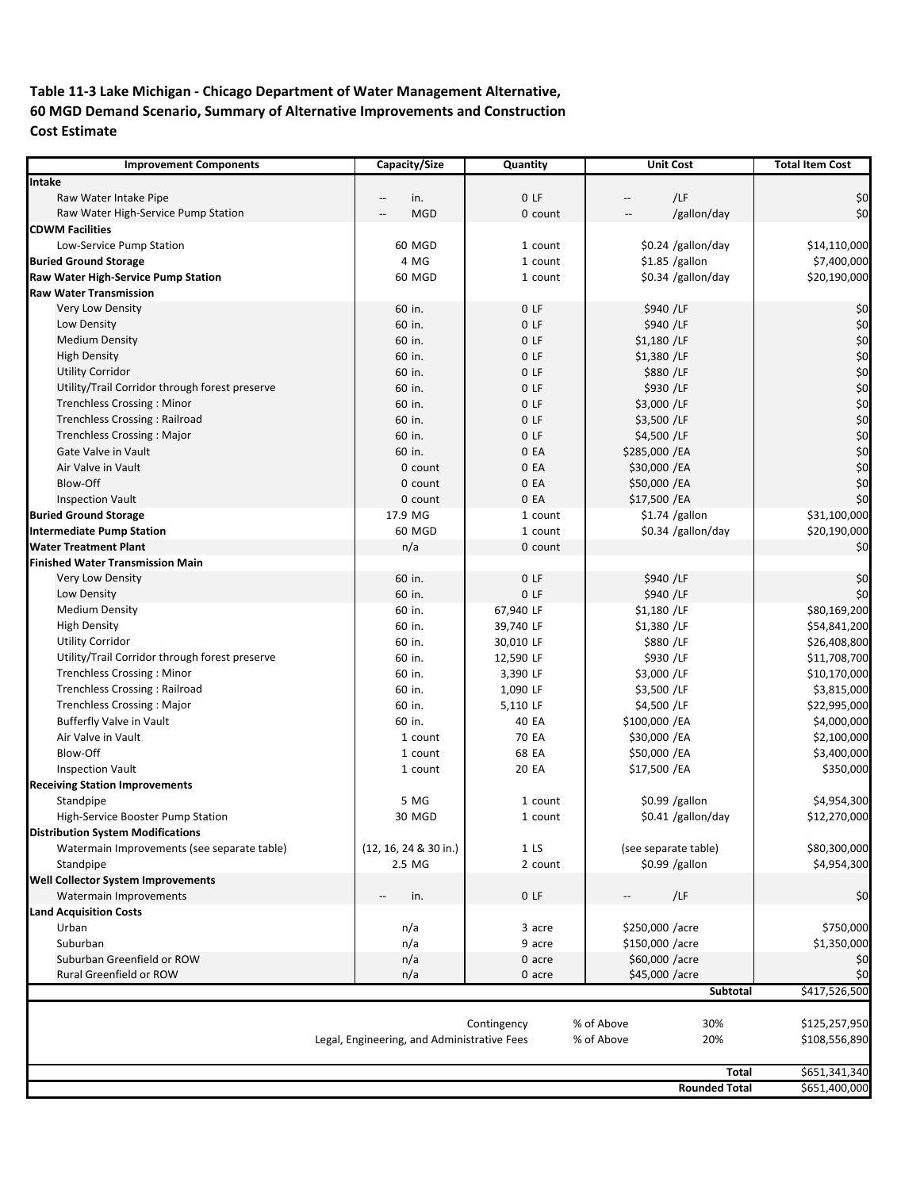**Table 11-3 Lake Michigan - Chicago Department of Water Management Alternative, 60 MGD Demand Scenario, Summary of Alternative Improvements and Construction Cost Estimate**

| Improvement Components | Capacity/Size | Quantity | Unit Cost | Total Item Cost |
|---|---|---|---|---|
| **Intake** | | | | |
| Raw Water Intake Pipe | -- in. | 0 LF | -- /LF | $0 |
| Raw Water High-Service Pump Station | -- MGD | 0 count | -- /gallon/day | $0 |
| **CDWM Facilities** | | | | |
| Low-Service Pump Station | 60 MGD | 1 count | $0.24 /gallon/day | $14,110,000 |
| **Buried Ground Storage** | 4 MG | 1 count | $1.85 /gallon | $7,400,000 |
| **Raw Water High-Service Pump Station** | 60 MGD | 1 count | $0.34 /gallon/day | $20,190,000 |
| **Raw Water Transmission** | | | | |
| Very Low Density | 60 in. | 0 LF | $940 /LF | $0 |
| Low Density | 60 in. | 0 LF | $940 /LF | $0 |
| Medium Density | 60 in. | 0 LF | $1,180 /LF | $0 |
| High Density | 60 in. | 0 LF | $1,380 /LF | $0 |
| Utility Corridor | 60 in. | 0 LF | $880 /LF | $0 |
| Utility/Trail Corridor through forest preserve | 60 in. | 0 LF | $930 /LF | $0 |
| Trenchless Crossing : Minor | 60 in. | 0 LF | $3,000 /LF | $0 |
| Trenchless Crossing : Railroad | 60 in. | 0 LF | $3,500 /LF | $0 |
| Trenchless Crossing : Major | 60 in. | 0 LF | $4,500 /LF | $0 |
| Gate Valve in Vault | 60 in. | 0 EA | $285,000 /EA | $0 |
| Air Valve in Vault | 0 count | 0 EA | $30,000 /EA | $0 |
| Blow-Off | 0 count | 0 EA | $50,000 /EA | $0 |
| Inspection Vault | 0 count | 0 EA | $17,500 /EA | $0 |
| **Buried Ground Storage** | 17.9 MG | 1 count | $1.74 /gallon | $31,100,000 |
| **Intermediate Pump Station** | 60 MGD | 1 count | $0.34 /gallon/day | $20,190,000 |
| **Water Treatment Plant** | n/a | 0 count | | $0 |
| **Finished Water Transmission Main** | | | | |
| Very Low Density | 60 in. | 0 LF | $940 /LF | $0 |
| Low Density | 60 in. | 0 LF | $940 /LF | $0 |
| Medium Density | 60 in. | 67,940 LF | $1,180 /LF | $80,169,200 |
| High Density | 60 in. | 39,740 LF | $1,380 /LF | $54,841,200 |
| Utility Corridor | 60 in. | 30,010 LF | $880 /LF | $26,408,800 |
| Utility/Trail Corridor through forest preserve | 60 in. | 12,590 LF | $930 /LF | $11,708,700 |
| Trenchless Crossing : Minor | 60 in. | 3,390 LF | $3,000 /LF | $10,170,000 |
| Trenchless Crossing : Railroad | 60 in. | 1,090 LF | $3,500 /LF | $3,815,000 |
| Trenchless Crossing : Major | 60 in. | 5,110 LF | $4,500 /LF | $22,995,000 |
| Bufferfly Valve in Vault | 60 in. | 40 EA | $100,000 /EA | $4,000,000 |
| Air Valve in Vault | 1 count | 70 EA | $30,000 /EA | $2,100,000 |
| Blow-Off | 1 count | 68 EA | $50,000 /EA | $3,400,000 |
| Inspection Vault | 1 count | 20 EA | $17,500 /EA | $350,000 |
| **Receiving Station Improvements** | | | | |
| Standpipe | 5 MG | 1 count | $0.99 /gallon | $4,954,300 |
| High-Service Booster Pump Station | 30 MGD | 1 count | $0.41 /gallon/day | $12,270,000 |
| **Distribution System Modifications** | | | | |
| Watermain Improvements (see separate table) | (12, 16, 24 & 30 in.) | 1 LS | (see separate table) | $80,300,000 |
| Standpipe | 2.5 MG | 2 count | $0.99 /gallon | $4,954,300 |
| **Well Collector System Improvements** | | | | |
| Watermain Improvements | -- in. | 0 LF | -- /LF | $0 |
| **Land Acquisition Costs** | | | | |
| Urban | n/a | 3 acre | $250,000 /acre | $750,000 |
| Suburban | n/a | 9 acre | $150,000 /acre | $1,350,000 |
| Suburban Greenfield or ROW | n/a | 0 acre | $60,000 /acre | $0 |
| Rural Greenfield or ROW | n/a | 0 acre | $45,000 /acre | $0 |
| | | | **Subtotal** | $417,526,500 |
| | | Contingency | % of Above 30% | $125,257,950 |
| | Legal, Engineering, and Administrative Fees | | % of Above 20% | $108,556,890 |
| | | | **Total** | $651,341,340 |
| | | | **Rounded Total** | $651,400,000 |